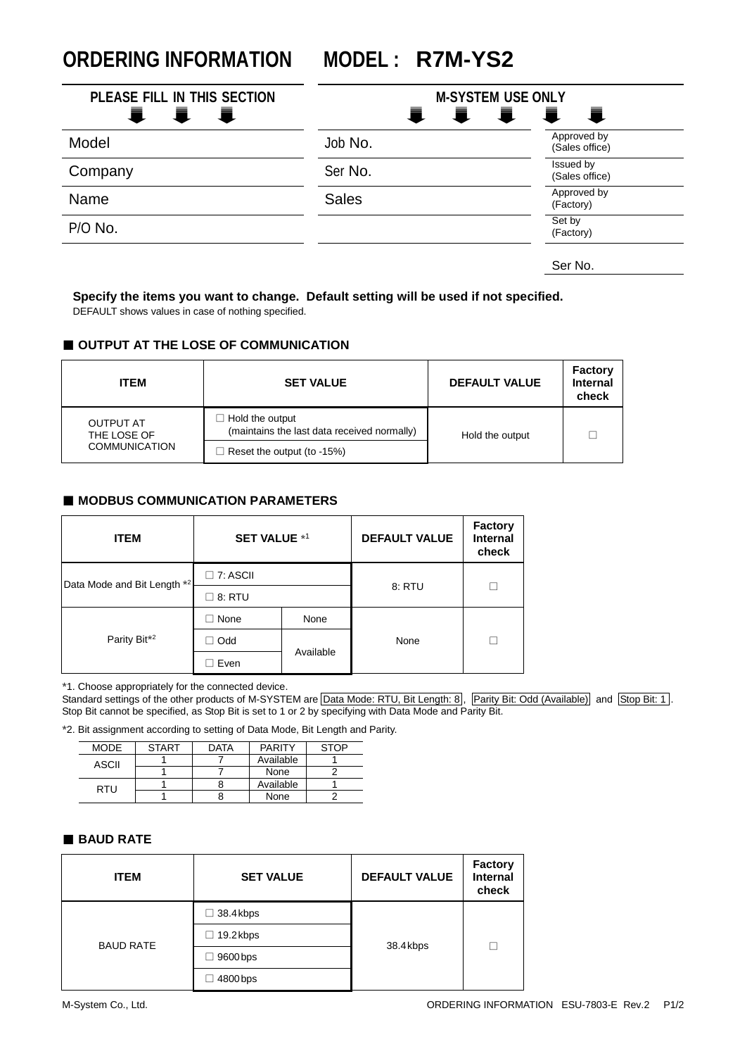# ORDERING INFORMATION MODEL : R7M-YS2

| PLEASE FILL IN THIS SECTION | M-SYSTEM USE ONLY | |
|---|---|---|
| Model | Job No. | Approved by (Sales office) |
| Company | Ser No. | Issued by (Sales office) |
| Name | Sales | Approved by (Factory) |
| P/O No. | | Set by (Factory) |
| | | Ser No. |

**Specify the items you want to change. Default setting will be used if not specified.**
DEFAULT shows values in case of nothing specified.

## ■ OUTPUT AT THE LOSE OF COMMUNICATION

| ITEM | SET VALUE | DEFAULT VALUE | Factory Internal check |
|---|---|---|---|
| OUTPUT AT THE LOSE OF COMMUNICATION | ☐ Hold the output (maintains the last data received normally) | Hold the output | ☐ |
| | ☐ Reset the output (to -15%) | | |

## ■ MODBUS COMMUNICATION PARAMETERS

| ITEM | SET VALUE *1 | | DEFAULT VALUE | Factory Internal check |
|---|---|---|---|---|
| Data Mode and Bit Length *2 | ☐ 7: ASCII | | 8: RTU | ☐ |
| | ☐ 8: RTU | | | |
| Parity Bit*2 | ☐ None | None | None | ☐ |
| | ☐ Odd | Available | | |
| | ☐ Even | | | |

*1. Choose appropriately for the connected device.
Standard settings of the other products of M-SYSTEM are Data Mode: RTU, Bit Length: 8, Parity Bit: Odd (Available) and Stop Bit: 1.
Stop Bit cannot be specified, as Stop Bit is set to 1 or 2 by specifying with Data Mode and Parity Bit.

*2. Bit assignment according to setting of Data Mode, Bit Length and Parity.

| MODE | START | DATA | PARITY | STOP |
|---|---|---|---|---|
| ASCII | 1 | 7 | Available | 1 |
| | 1 | 7 | None | 2 |
| RTU | 1 | 8 | Available | 1 |
| | 1 | 8 | None | 2 |

## ■ BAUD RATE

| ITEM | SET VALUE | DEFAULT VALUE | Factory Internal check |
|---|---|---|---|
| BAUD RATE | ☐ 38.4kbps | 38.4kbps | ☐ |
| | ☐ 19.2kbps | | |
| | ☐ 9600bps | | |
| | ☐ 4800bps | | |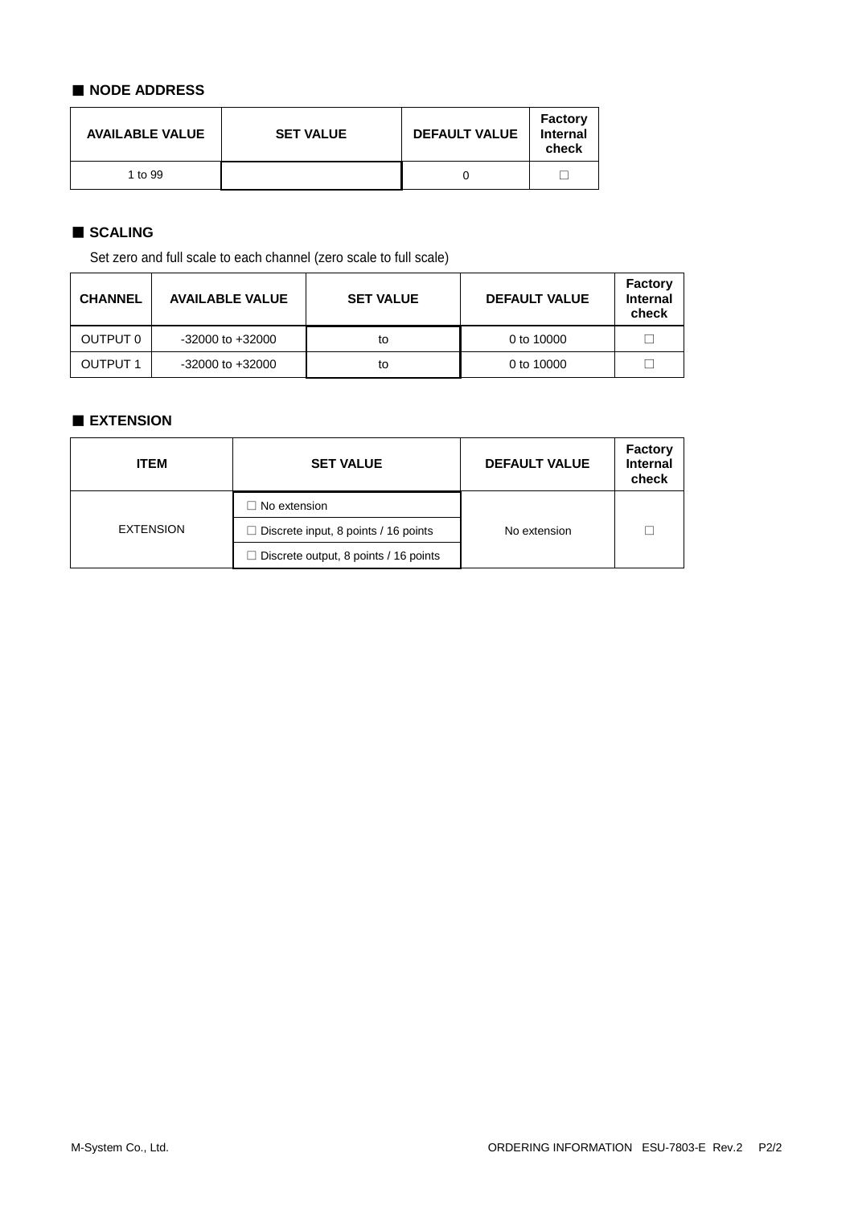## ■ NODE ADDRESS

| AVAILABLE VALUE | SET VALUE | DEFAULT VALUE | Factory Internal check |
|---|---|---|---|
| 1 to 99 | | 0 | □ |

## ■ SCALING

Set zero and full scale to each channel (zero scale to full scale)

| CHANNEL | AVAILABLE VALUE | SET VALUE | DEFAULT VALUE | Factory Internal check |
|---|---|---|---|---|
| OUTPUT 0 | -32000 to +32000 | to | 0 to 10000 | □ |
| OUTPUT 1 | -32000 to +32000 | to | 0 to 10000 | □ |

## ■ EXTENSION

| ITEM | SET VALUE | DEFAULT VALUE | Factory Internal check |
|---|---|---|---|
| EXTENSION | □ No extension | No extension | □ |
| | □ Discrete input, 8 points / 16 points | | |
| | □ Discrete output, 8 points / 16 points | | |